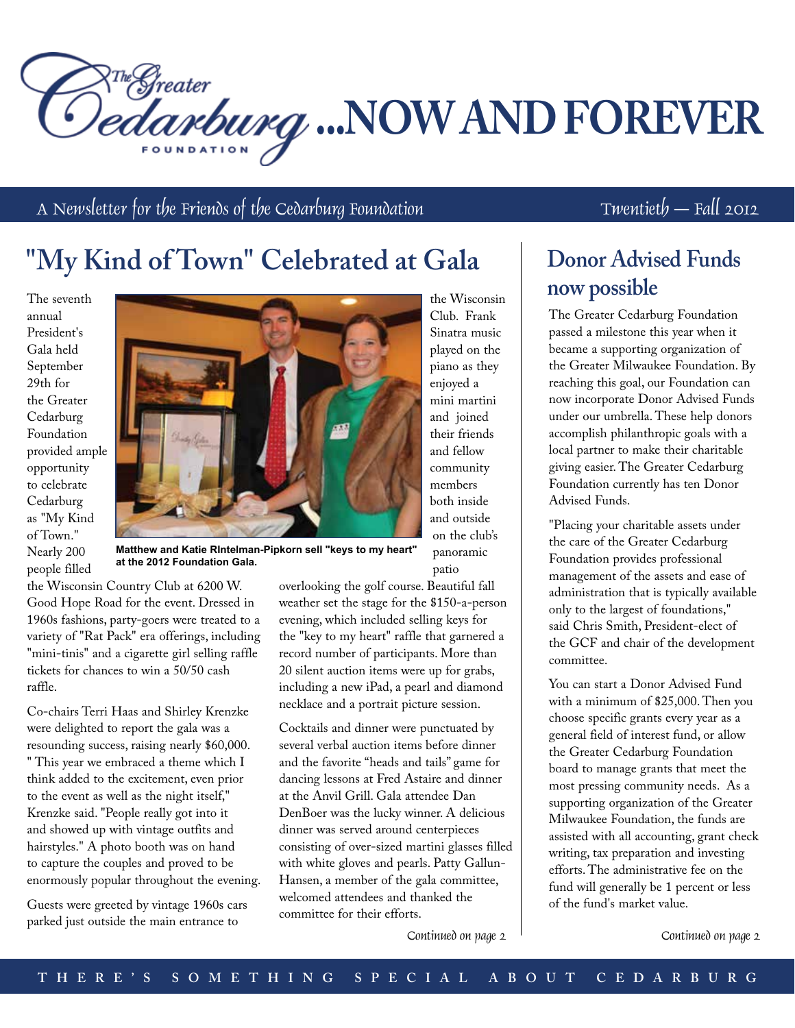# The Greater Cedarburg Foundation ...NOW AND FOREVER

A Newsletter for the Friends of the Cedarburg Foundation — Twentieth — Fall 2012

## "My Kind of Town" Celebrated at Gala

The seventh annual President's Gala held September 29th for the Greater Cedarburg Foundation provided ample opportunity to celebrate Cedarburg as "My Kind of Town." Nearly 200 people filled the Wisconsin Country Club at 6200 W. Good Hope Road for the event. Dressed in 1960s fashions, party-goers were treated to a variety of "Rat Pack" era offerings, including "mini-tinis" and a cigarette girl selling raffle tickets for chances to win a 50/50 cash raffle.

**Matthew and Katie RIntelman-Pipkorn sell "keys to my heart" at the 2012 Foundation Gala.**

Co-chairs Terri Haas and Shirley Krenzke were delighted to report the gala was a resounding success, raising nearly $60,000. " This year we embraced a theme which I think added to the excitement, even prior to the event as well as the night itself," Krenzke said. "People really got into it and showed up with vintage outfits and hairstyles." A photo booth was on hand to capture the couples and proved to be enormously popular throughout the evening.

Guests were greeted by vintage 1960s cars parked just outside the main entrance to the Wisconsin Club. Frank Sinatra music played on the piano as they enjoyed a mini martini and joined their friends and fellow community members both inside and outside on the club's panoramic patio overlooking the golf course. Beautiful fall weather set the stage for the $150-a-person evening, which included selling keys for the "key to my heart" raffle that garnered a record number of participants. More than 20 silent auction items were up for grabs, including a new iPad, a pearl and diamond necklace and a portrait picture session.

Cocktails and dinner were punctuated by several verbal auction items before dinner and the favorite "heads and tails" game for dancing lessons at Fred Astaire and dinner at the Anvil Grill. Gala attendee Dan DenBoer was the lucky winner. A delicious dinner was served around centerpieces consisting of over-sized martini glasses filled with white gloves and pearls. Patty Gallun-Hansen, a member of the gala committee, welcomed attendees and thanked the committee for their efforts.

*Continued on page 2*

## Donor Advised Funds now possible

The Greater Cedarburg Foundation passed a milestone this year when it became a supporting organization of the Greater Milwaukee Foundation. By reaching this goal, our Foundation can now incorporate Donor Advised Funds under our umbrella. These help donors accomplish philanthropic goals with a local partner to make their charitable giving easier. The Greater Cedarburg Foundation currently has ten Donor Advised Funds.

"Placing your charitable assets under the care of the Greater Cedarburg Foundation provides professional management of the assets and ease of administration that is typically available only to the largest of foundations," said Chris Smith, President-elect of the GCF and chair of the development committee.

You can start a Donor Advised Fund with a minimum of $25,000. Then you choose specific grants every year as a general field of interest fund, or allow the Greater Cedarburg Foundation board to manage grants that meet the most pressing community needs. As a supporting organization of the Greater Milwaukee Foundation, the funds are assisted with all accounting, grant check writing, tax preparation and investing efforts. The administrative fee on the fund will generally be 1 percent or less of the fund's market value.

*Continued on page 2*

THERE'S SOMETHING SPECIAL ABOUT CEDARBURG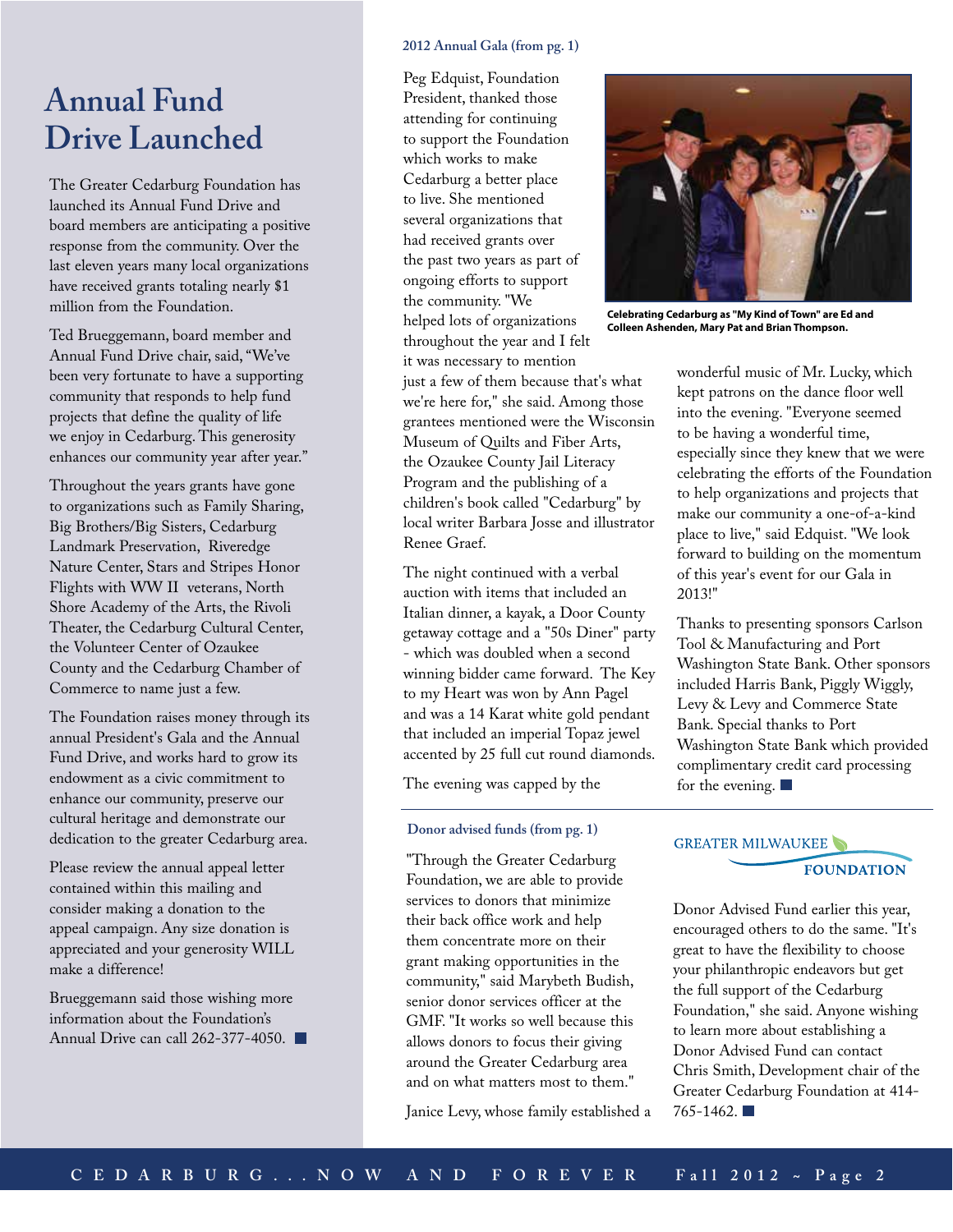# Annual Fund Drive Launched

The Greater Cedarburg Foundation has launched its Annual Fund Drive and board members are anticipating a positive response from the community. Over the last eleven years many local organizations have received grants totaling nearly $1 million from the Foundation.

Ted Brueggemann, board member and Annual Fund Drive chair, said, "We've been very fortunate to have a supporting community that responds to help fund projects that define the quality of life we enjoy in Cedarburg. This generosity enhances our community year after year."

Throughout the years grants have gone to organizations such as Family Sharing, Big Brothers/Big Sisters, Cedarburg Landmark Preservation, Riveredge Nature Center, Stars and Stripes Honor Flights with WW II veterans, North Shore Academy of the Arts, the Rivoli Theater, the Cedarburg Cultural Center, the Volunteer Center of Ozaukee County and the Cedarburg Chamber of Commerce to name just a few.

The Foundation raises money through its annual President's Gala and the Annual Fund Drive, and works hard to grow its endowment as a civic commitment to enhance our community, preserve our cultural heritage and demonstrate our dedication to the greater Cedarburg area.

Please review the annual appeal letter contained within this mailing and consider making a donation to the appeal campaign. Any size donation is appreciated and your generosity WILL make a difference!

Brueggemann said those wishing more information about the Foundation's Annual Drive can call 262-377-4050.

### 2012 Annual Gala (from pg. 1)

Peg Edquist, Foundation President, thanked those attending for continuing to support the Foundation which works to make Cedarburg a better place to live. She mentioned several organizations that had received grants over the past two years as part of ongoing efforts to support the community. "We helped lots of organizations throughout the year and I felt it was necessary to mention just a few of them because that's what we're here for," she said. Among those grantees mentioned were the Wisconsin Museum of Quilts and Fiber Arts, the Ozaukee County Jail Literacy Program and the publishing of a children's book called "Cedarburg" by local writer Barbara Josse and illustrator Renee Graef.

Celebrating Cedarburg as "My Kind of Town" are Ed and Colleen Ashenden, Mary Pat and Brian Thompson.

The night continued with a verbal auction with items that included an Italian dinner, a kayak, a Door County getaway cottage and a "50s Diner" party - which was doubled when a second winning bidder came forward. The Key to my Heart was won by Ann Pagel and was a 14 Karat white gold pendant that included an imperial Topaz jewel accented by 25 full cut round diamonds.

The evening was capped by the wonderful music of Mr. Lucky, which kept patrons on the dance floor well into the evening. "Everyone seemed to be having a wonderful time, especially since they knew that we were celebrating the efforts of the Foundation to help organizations and projects that make our community a one-of-a-kind place to live," said Edquist. "We look forward to building on the momentum of this year's event for our Gala in 2013!"

Thanks to presenting sponsors Carlson Tool & Manufacturing and Port Washington State Bank. Other sponsors included Harris Bank, Piggly Wiggly, Levy & Levy and Commerce State Bank. Special thanks to Port Washington State Bank which provided complimentary credit card processing for the evening.

### Donor advised funds (from pg. 1)

"Through the Greater Cedarburg Foundation, we are able to provide services to donors that minimize their back office work and help them concentrate more on their grant making opportunities in the community," said Marybeth Budish, senior donor services officer at the GMF. "It works so well because this allows donors to focus their giving around the Greater Cedarburg area and on what matters most to them."

Janice Levy, whose family established a Donor Advised Fund earlier this year, encouraged others to do the same. "It's great to have the flexibility to choose your philanthropic endeavors but get the full support of the Cedarburg Foundation," she said. Anyone wishing to learn more about establishing a Donor Advised Fund can contact Chris Smith, Development chair of the Greater Cedarburg Foundation at 414-765-1462.

GREATER MILWAUKEE FOUNDATION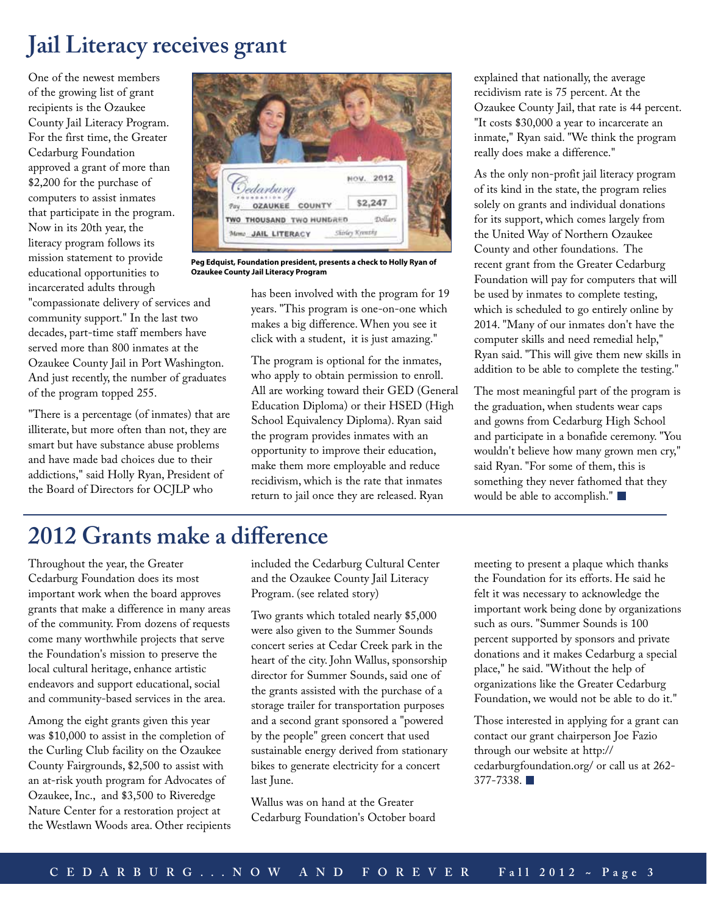# Jail Literacy receives grant

One of the newest members of the growing list of grant recipients is the Ozaukee County Jail Literacy Program. For the first time, the Greater Cedarburg Foundation approved a grant of more than $2,200 for the purchase of computers to assist inmates that participate in the program. Now in its 20th year, the literacy program follows its mission statement to provide educational opportunities to incarcerated adults through "compassionate delivery of services and community support." In the last two decades, part-time staff members have served more than 800 inmates at the Ozaukee County Jail in Port Washington. And just recently, the number of graduates of the program topped 255.

**Peg Edquist, Foundation president, presents a check to Holly Ryan of Ozaukee County Jail Literacy Program**

"There is a percentage (of inmates) that are illiterate, but more often than not, they are smart but have substance abuse problems and have made bad choices due to their addictions," said Holly Ryan, President of the Board of Directors for OCJLP who has been involved with the program for 19 years. "This program is one-on-one which makes a big difference. When you see it click with a student, it is just amazing."

The program is optional for the inmates, who apply to obtain permission to enroll. All are working toward their GED (General Education Diploma) or their HSED (High School Equivalency Diploma). Ryan said the program provides inmates with an opportunity to improve their education, make them more employable and reduce recidivism, which is the rate that inmates return to jail once they are released. Ryan explained that nationally, the average recidivism rate is 75 percent. At the Ozaukee County Jail, that rate is 44 percent. "It costs $30,000 a year to incarcerate an inmate," Ryan said. "We think the program really does make a difference."

As the only non-profit jail literacy program of its kind in the state, the program relies solely on grants and individual donations for its support, which comes largely from the United Way of Northern Ozaukee County and other foundations. The recent grant from the Greater Cedarburg Foundation will pay for computers that will be used by inmates to complete testing, which is scheduled to go entirely online by 2014. "Many of our inmates don't have the computer skills and need remedial help," Ryan said. "This will give them new skills in addition to be able to complete the testing."

The most meaningful part of the program is the graduation, when students wear caps and gowns from Cedarburg High School and participate in a bonafide ceremony. "You wouldn't believe how many grown men cry," said Ryan. "For some of them, this is something they never fathomed that they would be able to accomplish." ■

# 2012 Grants make a difference

Throughout the year, the Greater Cedarburg Foundation does its most important work when the board approves grants that make a difference in many areas of the community. From dozens of requests come many worthwhile projects that serve the Foundation's mission to preserve the local cultural heritage, enhance artistic endeavors and support educational, social and community-based services in the area.

Among the eight grants given this year was $10,000 to assist in the completion of the Curling Club facility on the Ozaukee County Fairgrounds, $2,500 to assist with an at-risk youth program for Advocates of Ozaukee, Inc., and $3,500 to Riveredge Nature Center for a restoration project at the Westlawn Woods area. Other recipients included the Cedarburg Cultural Center and the Ozaukee County Jail Literacy Program. (see related story)

Two grants which totaled nearly $5,000 were also given to the Summer Sounds concert series at Cedar Creek park in the heart of the city. John Wallus, sponsorship director for Summer Sounds, said one of the grants assisted with the purchase of a storage trailer for transportation purposes and a second grant sponsored a "powered by the people" green concert that used sustainable energy derived from stationary bikes to generate electricity for a concert last June.

Wallus was on hand at the Greater Cedarburg Foundation's October board meeting to present a plaque which thanks the Foundation for its efforts. He said he felt it was necessary to acknowledge the important work being done by organizations such as ours. "Summer Sounds is 100 percent supported by sponsors and private donations and it makes Cedarburg a special place," he said. "Without the help of organizations like the Greater Cedarburg Foundation, we would not be able to do it."

Those interested in applying for a grant can contact our grant chairperson Joe Fazio through our website at http://cedarburgfoundation.org/ or call us at 262-377-7338. ■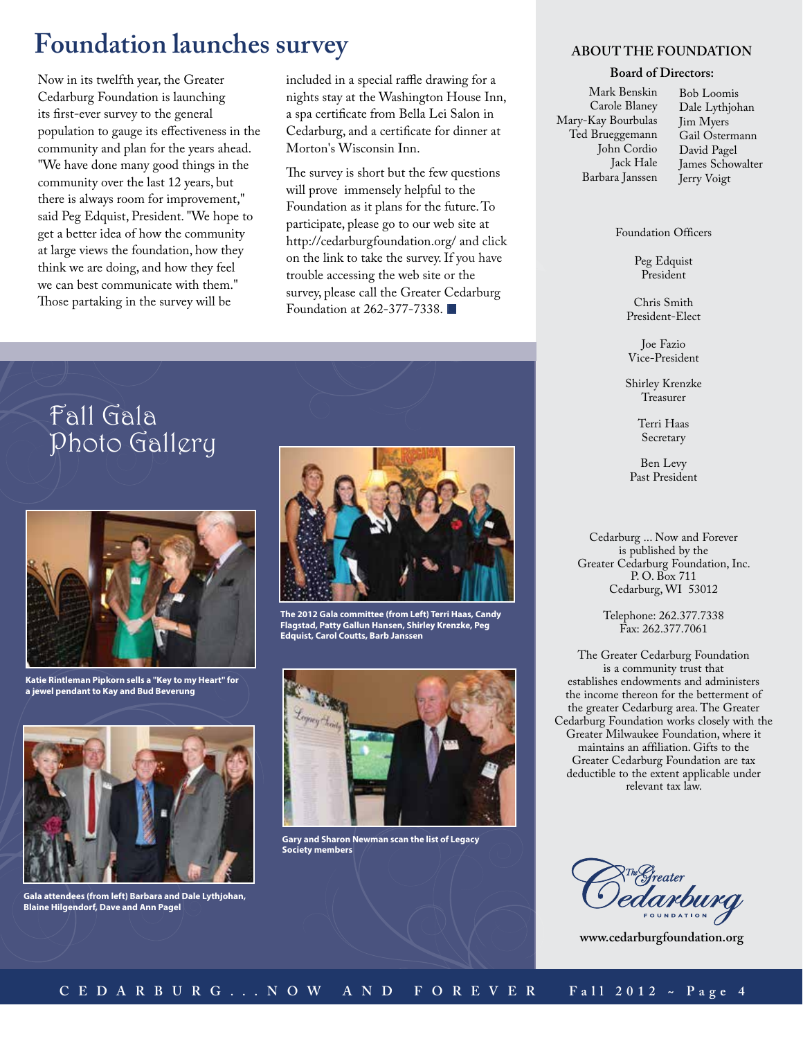# Foundation launches survey

Now in its twelfth year, the Greater Cedarburg Foundation is launching its first-ever survey to the general population to gauge its effectiveness in the community and plan for the years ahead. "We have done many good things in the community over the last 12 years, but there is always room for improvement," said Peg Edquist, President. "We hope to get a better idea of how the community at large views the foundation, how they think we are doing, and how they feel we can best communicate with them." Those partaking in the survey will be included in a special raffle drawing for a nights stay at the Washington House Inn, a spa certificate from Bella Lei Salon in Cedarburg, and a certificate for dinner at Morton's Wisconsin Inn.

The survey is short but the few questions will prove immensely helpful to the Foundation as it plans for the future. To participate, please go to our web site at http://cedarburgfoundation.org/ and click on the link to take the survey. If you have trouble accessing the web site or the survey, please call the Greater Cedarburg Foundation at 262-377-7338. ■

## Fall Gala Photo Gallery

Katie Rintleman Pipkorn sells a "Key to my Heart" for a jewel pendant to Kay and Bud Beverung

The 2012 Gala committee (from Left) Terri Haas, Candy Flagstad, Patty Gallun Hansen, Shirley Krenzke, Peg Edquist, Carol Coutts, Barb Janssen

Gala attendees (from left) Barbara and Dale Lythjohan, Blaine Hilgendorf, Dave and Ann Pagel

Gary and Sharon Newman scan the list of Legacy Society members

## ABOUT THE FOUNDATION

**Board of Directors:**

Mark Benskin
Carole Blaney
Mary-Kay Bourbulas
Ted Brueggemann
John Cordio
Jack Hale
Barbara Janssen
Bob Loomis
Dale Lythjohan
Jim Myers
Gail Ostermann
David Pagel
James Schowalter
Jerry Voigt

Foundation Officers

Peg Edquist
President

Chris Smith
President-Elect

Joe Fazio
Vice-President

Shirley Krenzke
Treasurer

Terri Haas
Secretary

Ben Levy
Past President

Cedarburg ... Now and Forever is published by the Greater Cedarburg Foundation, Inc.
P. O. Box 711
Cedarburg, WI 53012

Telephone: 262.377.7338
Fax: 262.377.7061

The Greater Cedarburg Foundation is a community trust that establishes endowments and administers the income thereon for the betterment of the greater Cedarburg area. The Greater Cedarburg Foundation works closely with the Greater Milwaukee Foundation, where it maintains an affiliation. Gifts to the Greater Cedarburg Foundation are tax deductible to the extent applicable under relevant tax law.

The Greater Cedarburg Foundation

www.cedarburgfoundation.org